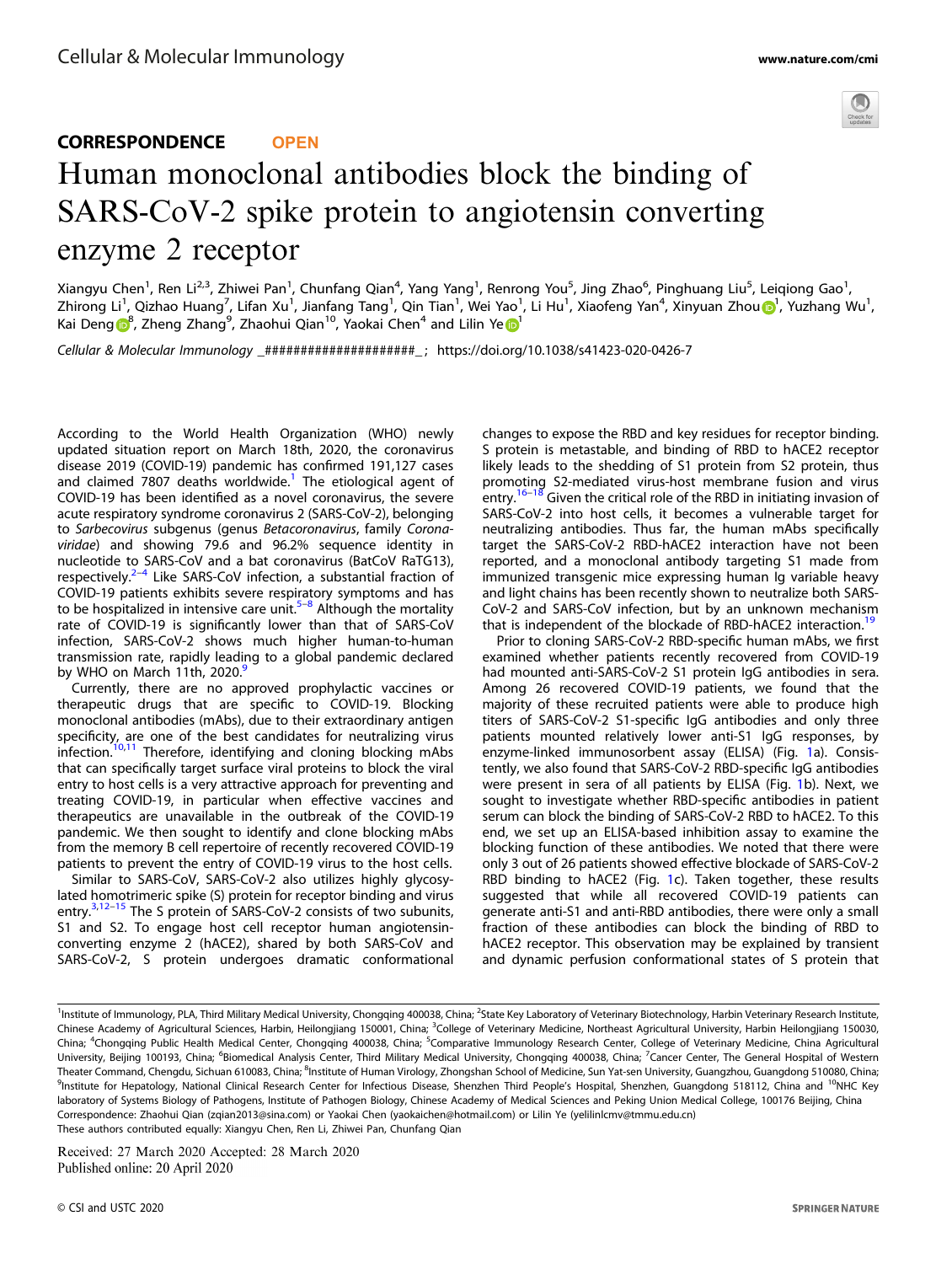CORRESPONDENCE OPEN

# Human monoclonal antibodies block the binding of SARS-CoV-2 spike protein to angiotensin converting enzyme 2 receptor

Xiangyu Chen[1], Ren Li[2,3], Zhiwei Pan[1], Chunfang Qian[4], Yang Yang[1], Renrong You[5], Jing Zhao[6], Pinghuang Liu[5], Leiqiong Gao[1], Zhirong Li[1], Qizhao Huang[7], Lifan Xu[1], Jianfang Tang[1], Qin Tian[1], Wei Yao[1], Li Hu[1], Xiaofeng Yan[4], Xinyuan Zhou[1], Yuzhang Wu[1], Kai Deng[8], Zheng Zhang[9], Zhaohui Qian[10], Yaokai Chen[4] and Lilin Ye[1]

*Cellular & Molecular Immunology* _####################_; https://doi.org/10.1038/s41423-020-0426-7

According to the World Health Organization (WHO) newly updated situation report on March 18th, 2020, the coronavirus disease 2019 (COVID-19) pandemic has confirmed 191,127 cases and claimed 7807 deaths worldwide.[1] The etiological agent of COVID-19 has been identified as a novel coronavirus, the severe acute respiratory syndrome coronavirus 2 (SARS-CoV-2), belonging to *Sarbecovirus* subgenus (genus *Betacoronavirus*, family *Coronaviridae*) and showing 79.6 and 96.2% sequence identity in nucleotide to SARS-CoV and a bat coronavirus (BatCoV RaTG13), respectively.[2–4] Like SARS-CoV infection, a substantial fraction of COVID-19 patients exhibits severe respiratory symptoms and has to be hospitalized in intensive care unit.[5–8] Although the mortality rate of COVID-19 is significantly lower than that of SARS-CoV infection, SARS-CoV-2 shows much higher human-to-human transmission rate, rapidly leading to a global pandemic declared by WHO on March 11th, 2020.[9]

Currently, there are no approved prophylactic vaccines or therapeutic drugs that are specific to COVID-19. Blocking monoclonal antibodies (mAbs), due to their extraordinary antigen specificity, are one of the best candidates for neutralizing virus infection.[10,11] Therefore, identifying and cloning blocking mAbs that can specifically target surface viral proteins to block the viral entry to host cells is a very attractive approach for preventing and treating COVID-19, in particular when effective vaccines and therapeutics are unavailable in the outbreak of the COVID-19 pandemic. We then sought to identify and clone blocking mAbs from the memory B cell repertoire of recently recovered COVID-19 patients to prevent the entry of COVID-19 virus to the host cells.

Similar to SARS-CoV, SARS-CoV-2 also utilizes highly glycosylated homotrimeric spike (S) protein for receptor binding and virus entry.[3,12–15] The S protein of SARS-CoV-2 consists of two subunits, S1 and S2. To engage host cell receptor human angiotensin-converting enzyme 2 (hACE2), shared by both SARS-CoV and SARS-CoV-2, S protein undergoes dramatic conformational changes to expose the RBD and key residues for receptor binding. S protein is metastable, and binding of RBD to hACE2 receptor likely leads to the shedding of S1 protein from S2 protein, thus promoting S2-mediated virus-host membrane fusion and virus entry.[16–18] Given the critical role of the RBD in initiating invasion of SARS-CoV-2 into host cells, it becomes a vulnerable target for neutralizing antibodies. Thus far, the human mAbs specifically target the SARS-CoV-2 RBD-hACE2 interaction have not been reported, and a monoclonal antibody targeting S1 made from immunized transgenic mice expressing human Ig variable heavy and light chains has been recently shown to neutralize both SARS-CoV-2 and SARS-CoV infection, but by an unknown mechanism that is independent of the blockade of RBD-hACE2 interaction.[19]

Prior to cloning SARS-CoV-2 RBD-specific human mAbs, we first examined whether patients recently recovered from COVID-19 had mounted anti-SARS-CoV-2 S1 protein IgG antibodies in sera. Among 26 recovered COVID-19 patients, we found that the majority of these recruited patients were able to produce high titers of SARS-CoV-2 S1-specific IgG antibodies and only three patients mounted relatively lower anti-S1 IgG responses, by enzyme-linked immunosorbent assay (ELISA) (Fig. 1a). Consistently, we also found that SARS-CoV-2 RBD-specific IgG antibodies were present in sera of all patients by ELISA (Fig. 1b). Next, we sought to investigate whether RBD-specific antibodies in patient serum can block the binding of SARS-CoV-2 RBD to hACE2. To this end, we set up an ELISA-based inhibition assay to examine the blocking function of these antibodies. We noted that there were only 3 out of 26 patients showed effective blockade of SARS-CoV-2 RBD binding to hACE2 (Fig. 1c). Taken together, these results suggested that while all recovered COVID-19 patients can generate anti-S1 and anti-RBD antibodies, there were only a small fraction of these antibodies can block the binding of RBD to hACE2 receptor. This observation may be explained by transient and dynamic perfusion conformational states of S protein that

---

[1]Institute of Immunology, PLA, Third Military Medical University, Chongqing 400038, China; [2]State Key Laboratory of Veterinary Biotechnology, Harbin Veterinary Research Institute, Chinese Academy of Agricultural Sciences, Harbin, Heilongjiang 150001, China; [3]College of Veterinary Medicine, Northeast Agricultural University, Harbin Heilongjiang 150030, China; [4]Chongqing Public Health Medical Center, Chongqing 400038, China; [5]Comparative Immunology Research Center, College of Veterinary Medicine, China Agricultural University, Beijing 100193, China; [6]Biomedical Analysis Center, Third Military Medical University, Chongqing 400038, China; [7]Cancer Center, The General Hospital of Western Theater Command, Chengdu, Sichuan 610083, China; [8]Institute of Human Virology, Zhongshan School of Medicine, Sun Yat-sen University, Guangzhou, Guangdong 510080, China; [9]Institute for Hepatology, National Clinical Research Center for Infectious Disease, Shenzhen Third People's Hospital, Shenzhen, Guangdong 518112, China and [10]NHC Key laboratory of Systems Biology of Pathogens, Institute of Pathogen Biology, Chinese Academy of Medical Sciences and Peking Union Medical College, 100176 Beijing, China
Correspondence: Zhaohui Qian (zqian2013@sina.com) or Yaokai Chen (yaokaichen@hotmail.com) or Lilin Ye (yelilinlcmv@tmmu.edu.cn)
These authors contributed equally: Xiangyu Chen, Ren Li, Zhiwei Pan, Chunfang Qian

Received: 27 March 2020 Accepted: 28 March 2020
Published online: 20 April 2020

© CSI and USTC 2020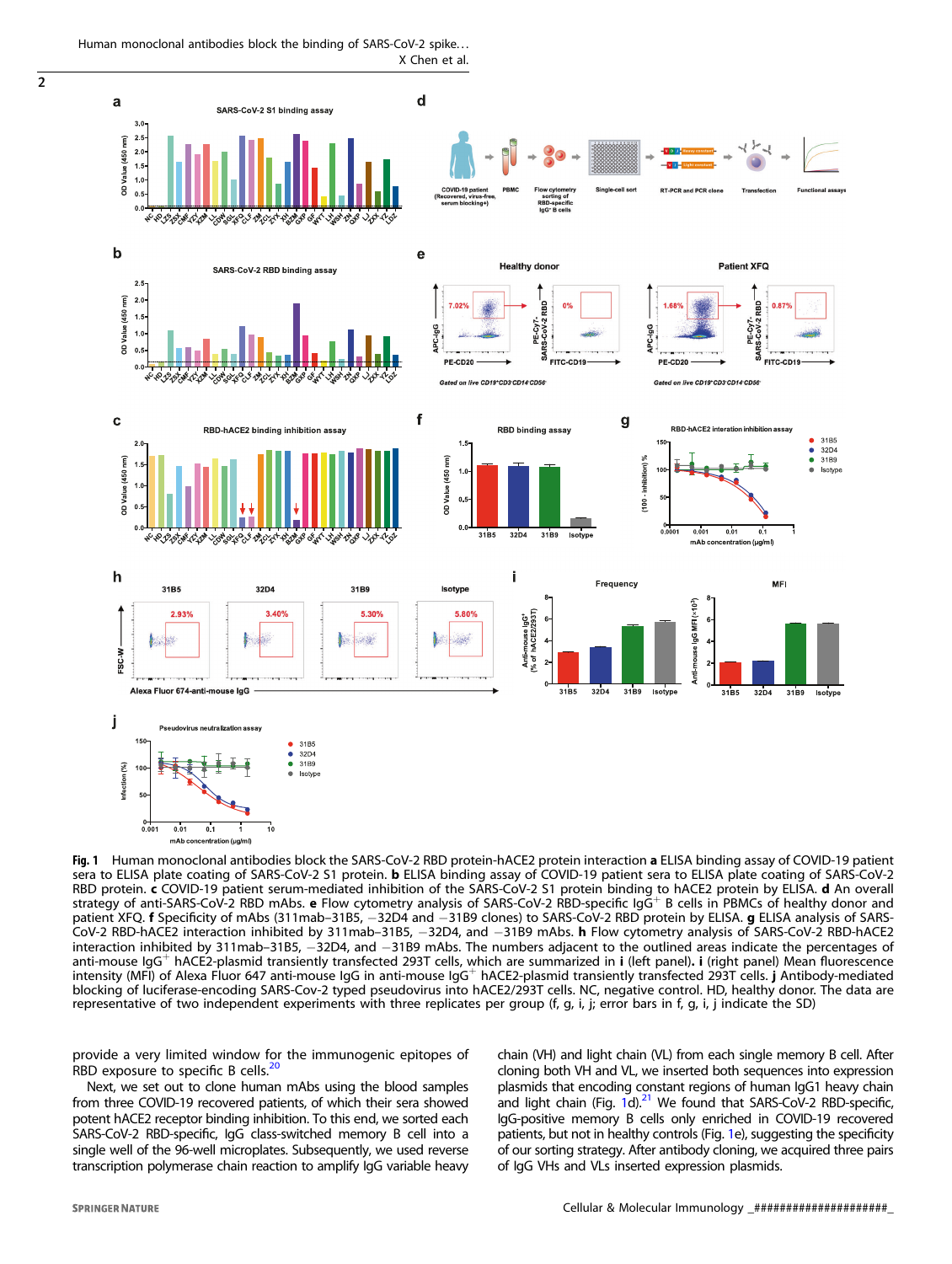**Fig. 1** Human monoclonal antibodies block the SARS-CoV-2 RBD protein-hACE2 protein interaction **a** ELISA binding assay of COVID-19 patient sera to ELISA plate coating of SARS-CoV-2 S1 protein. **b** ELISA binding assay of COVID-19 patient sera to ELISA plate coating of SARS-CoV-2 RBD protein. **c** COVID-19 patient serum-mediated inhibition of the SARS-CoV-2 S1 protein binding to hACE2 protein by ELISA. **d** An overall strategy of anti-SARS-CoV-2 RBD mAbs. **e** Flow cytometry analysis of SARS-CoV-2 RBD-specific IgG$^{+}$ B cells in PBMCs of healthy donor and patient XFQ. **f** Specificity of mAbs (311mab–31B5, −32D4 and −31B9 clones) to SARS-CoV-2 RBD protein by ELISA. **g** ELISA analysis of SARS-CoV-2 RBD-hACE2 interaction inhibited by 311mab–31B5, −32D4, and −31B9 mAbs. **h** Flow cytometry analysis of SARS-CoV-2 RBD-hACE2 interaction inhibited by 311mab–31B5, −32D4, and −31B9 mAbs. The numbers adjacent to the outlined areas indicate the percentages of anti-mouse IgG$^{+}$ hACE2-plasmid transiently transfected 293T cells, which are summarized in **i** (left panel). **i** (right panel) Mean fluorescence intensity (MFI) of Alexa Fluor 647 anti-mouse IgG in anti-mouse IgG$^{+}$ hACE2-plasmid transiently transfected 293T cells. **j** Antibody-mediated blocking of luciferase-encoding SARS-Cov-2 typed pseudovirus into hACE2/293T cells. NC, negative control. HD, healthy donor. The data are representative of two independent experiments with three replicates per group (f, g, i, j; error bars in f, g, i, j indicate the SD)

provide a very limited window for the immunogenic epitopes of RBD exposure to specific B cells.[20]

Next, we set out to clone human mAbs using the blood samples from three COVID-19 recovered patients, of which their sera showed potent hACE2 receptor binding inhibition. To this end, we sorted each SARS-CoV-2 RBD-specific, IgG class-switched memory B cell into a single well of the 96-well microplates. Subsequently, we used reverse transcription polymerase chain reaction to amplify IgG variable heavy chain (VH) and light chain (VL) from each single memory B cell. After cloning both VH and VL, we inserted both sequences into expression plasmids that encoding constant regions of human IgG1 heavy chain and light chain (Fig. 1d).[21] We found that SARS-CoV-2 RBD-specific, IgG-positive memory B cells only enriched in COVID-19 recovered patients, but not in healthy controls (Fig. 1e), suggesting the specificity of our sorting strategy. After antibody cloning, we acquired three pairs of IgG VHs and VLs inserted expression plasmids.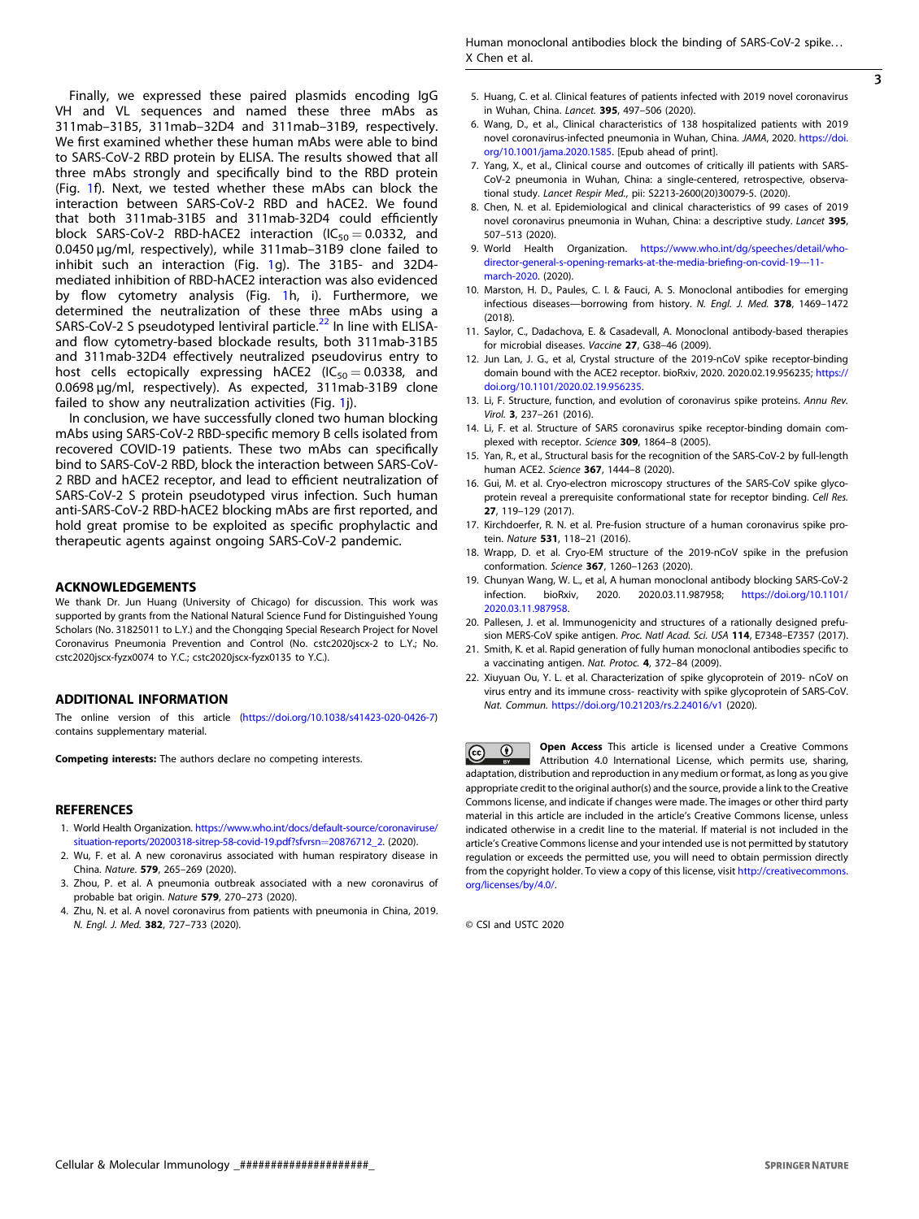Finally, we expressed these paired plasmids encoding IgG VH and VL sequences and named these three mAbs as 311mab–31B5, 311mab–32D4 and 311mab–31B9, respectively. We first examined whether these human mAbs were able to bind to SARS-CoV-2 RBD protein by ELISA. The results showed that all three mAbs strongly and specifically bind to the RBD protein (Fig. 1f). Next, we tested whether these mAbs can block the interaction between SARS-CoV-2 RBD and hACE2. We found that both 311mab-31B5 and 311mab-32D4 could efficiently block SARS-CoV-2 RBD-hACE2 interaction ($IC_{50} = 0.0332$, and 0.0450 μg/ml, respectively), while 311mab–31B9 clone failed to inhibit such an interaction (Fig. 1g). The 31B5- and 32D4-mediated inhibition of RBD-hACE2 interaction was also evidenced by flow cytometry analysis (Fig. 1h, i). Furthermore, we determined the neutralization of these three mAbs using a SARS-CoV-2 S pseudotyped lentiviral particle.[22] In line with ELISA- and flow cytometry-based blockade results, both 311mab-31B5 and 311mab-32D4 effectively neutralized pseudovirus entry to host cells ectopically expressing hACE2 ($IC_{50} = 0.0338$, and 0.0698 μg/ml, respectively). As expected, 311mab-31B9 clone failed to show any neutralization activities (Fig. 1j).

In conclusion, we have successfully cloned two human blocking mAbs using SARS-CoV-2 RBD-specific memory B cells isolated from recovered COVID-19 patients. These two mAbs can specifically bind to SARS-CoV-2 RBD, block the interaction between SARS-CoV-2 RBD and hACE2 receptor, and lead to efficient neutralization of SARS-CoV-2 S protein pseudotyped virus infection. Such human anti-SARS-CoV-2 RBD-hACE2 blocking mAbs are first reported, and hold great promise to be exploited as specific prophylactic and therapeutic agents against ongoing SARS-CoV-2 pandemic.

## ACKNOWLEDGEMENTS

We thank Dr. Jun Huang (University of Chicago) for discussion. This work was supported by grants from the National Natural Science Fund for Distinguished Young Scholars (No. 31825011 to L.Y.) and the Chongqing Special Research Project for Novel Coronavirus Pneumonia Prevention and Control (No. cstc2020jscx-2 to L.Y.; No. cstc2020jscx-fyzx0074 to Y.C.; cstc2020jscx-fyzx0135 to Y.C.).

## ADDITIONAL INFORMATION

The online version of this article (https://doi.org/10.1038/s41423-020-0426-7) contains supplementary material.

**Competing interests:** The authors declare no competing interests.

## REFERENCES

1. World Health Organization. https://www.who.int/docs/default-source/coronaviruse/situation-reports/20200318-sitrep-58-covid-19.pdf?sfvrsn=20876712_2. (2020).
2. Wu, F. et al. A new coronavirus associated with human respiratory disease in China. *Nature*. **579**, 265–269 (2020).
3. Zhou, P. et al. A pneumonia outbreak associated with a new coronavirus of probable bat origin. *Nature* **579**, 270–273 (2020).
4. Zhu, N. et al. A novel coronavirus from patients with pneumonia in China, 2019. *N. Engl. J. Med.* **382**, 727–733 (2020).
5. Huang, C. et al. Clinical features of patients infected with 2019 novel coronavirus in Wuhan, China. *Lancet.* **395**, 497–506 (2020).
6. Wang, D., et al., Clinical characteristics of 138 hospitalized patients with 2019 novel coronavirus-infected pneumonia in Wuhan, China. *JAMA*, 2020. https://doi.org/10.1001/jama.2020.1585. [Epub ahead of print].
7. Yang, X., et al., Clinical course and outcomes of critically ill patients with SARS-CoV-2 pneumonia in Wuhan, China: a single-centered, retrospective, observational study. *Lancet Respir Med.*, pii: S2213-2600(20)30079-5. (2020).
8. Chen, N. et al. Epidemiological and clinical characteristics of 99 cases of 2019 novel coronavirus pneumonia in Wuhan, China: a descriptive study. *Lancet* **395**, 507–513 (2020).
9. World Health Organization. https://www.who.int/dg/speeches/detail/who-director-general-s-opening-remarks-at-the-media-briefing-on-covid-19---11-march-2020. (2020).
10. Marston, H. D., Paules, C. I. & Fauci, A. S. Monoclonal antibodies for emerging infectious diseases—borrowing from history. *N. Engl. J. Med.* **378**, 1469–1472 (2018).
11. Saylor, C., Dadachova, E. & Casadevall, A. Monoclonal antibody-based therapies for microbial diseases. *Vaccine* **27**, G38–46 (2009).
12. Jun Lan, J. G., et al, Crystal structure of the 2019-nCoV spike receptor-binding domain bound with the ACE2 receptor. bioRxiv, 2020. 2020.02.19.956235; https://doi.org/10.1101/2020.02.19.956235.
13. Li, F. Structure, function, and evolution of coronavirus spike proteins. *Annu Rev. Virol.* **3**, 237–261 (2016).
14. Li, F. et al. Structure of SARS coronavirus spike receptor-binding domain complexed with receptor. *Science* **309**, 1864–8 (2005).
15. Yan, R., et al., Structural basis for the recognition of the SARS-CoV-2 by full-length human ACE2. *Science* **367**, 1444–8 (2020).
16. Gui, M. et al. Cryo-electron microscopy structures of the SARS-CoV spike glycoprotein reveal a prerequisite conformational state for receptor binding. *Cell Res.* **27**, 119–129 (2017).
17. Kirchdoerfer, R. N. et al. Pre-fusion structure of a human coronavirus spike protein. *Nature* **531**, 118–21 (2016).
18. Wrapp, D. et al. Cryo-EM structure of the 2019-nCoV spike in the prefusion conformation. *Science* **367**, 1260–1263 (2020).
19. Chunyan Wang, W. L., et al, A human monoclonal antibody blocking SARS-CoV-2 infection. bioRxiv, 2020. 2020.03.11.987958; https://doi.org/10.1101/2020.03.11.987958.
20. Pallesen, J. et al. Immunogenicity and structures of a rationally designed prefusion MERS-CoV spike antigen. *Proc. Natl Acad. Sci. USA* **114**, E7348–E7357 (2017).
21. Smith, K. et al. Rapid generation of fully human monoclonal antibodies specific to a vaccinating antigen. *Nat. Protoc.* **4**, 372–84 (2009).
22. Xiuyuan Ou, Y. L. et al. Characterization of spike glycoprotein of 2019- nCoV on virus entry and its immune cross- reactivity with spike glycoprotein of SARS-CoV. *Nat. Commun.* https://doi.org/10.21203/rs.2.24016/v1 (2020).

**Open Access** This article is licensed under a Creative Commons Attribution 4.0 International License, which permits use, sharing, adaptation, distribution and reproduction in any medium or format, as long as you give appropriate credit to the original author(s) and the source, provide a link to the Creative Commons license, and indicate if changes were made. The images or other third party material in this article are included in the article's Creative Commons license, unless indicated otherwise in a credit line to the material. If material is not included in the article's Creative Commons license and your intended use is not permitted by statutory regulation or exceeds the permitted use, you will need to obtain permission directly from the copyright holder. To view a copy of this license, visit http://creativecommons.org/licenses/by/4.0/.

© CSI and USTC 2020